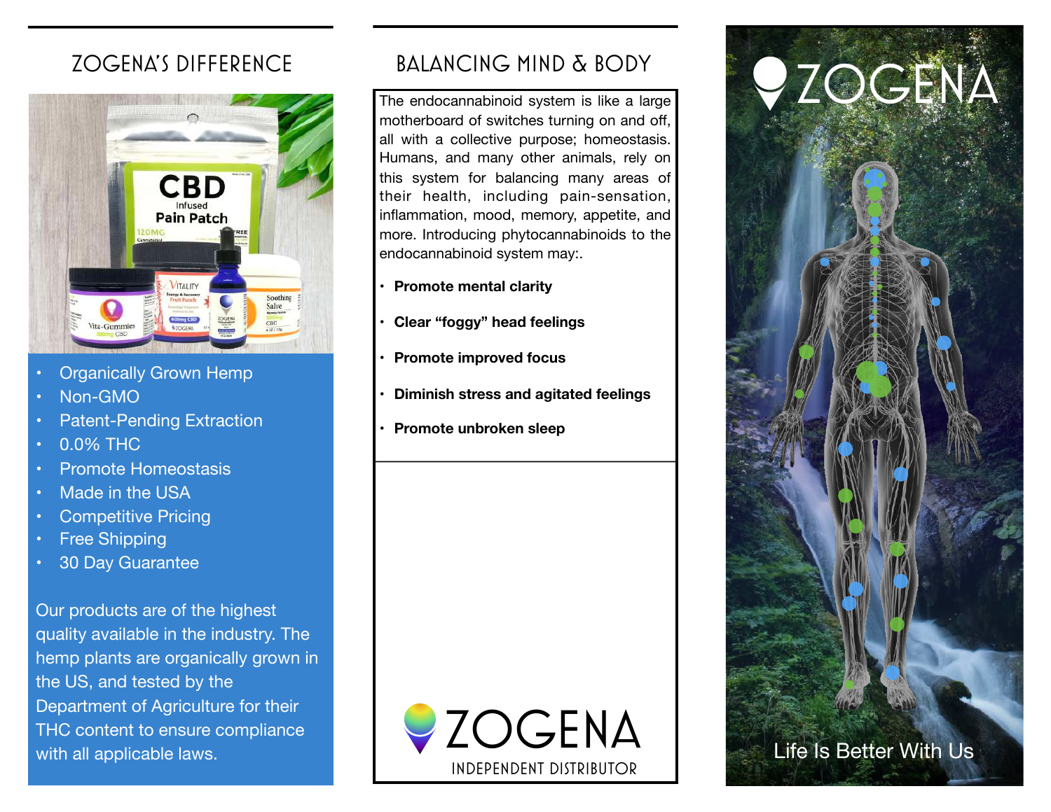## ZOGENA'S DIFFERENCE

- Organically Grown Hemp
- Non-GMO
- Patent-Pending Extraction
- 0.0% THC
- Promote Homeostasis
- Made in the USA
- Competitive Pricing
- Free Shipping
- 30 Day Guarantee

Our products are of the highest quality available in the industry. The hemp plants are organically grown in the US, and tested by the Department of Agriculture for their THC content to ensure compliance with all applicable laws.

## BALANCING MIND & BODY

The endocannabinoid system is like a large motherboard of switches turning on and off, all with a collective purpose; homeostasis. Humans, and many other animals, rely on this system for balancing many areas of their health, including pain-sensation, inflammation, mood, memory, appetite, and more. Introducing phytocannabinoids to the endocannabinoid system may:.

- **Promote mental clarity**
- **Clear "foggy" head feelings**
- **Promote improved focus**
- **Diminish stress and agitated feelings**
- **Promote unbroken sleep**

ZOGENA
INDEPENDENT DISTRIBUTOR

# ZOGENA

Life Is Better With Us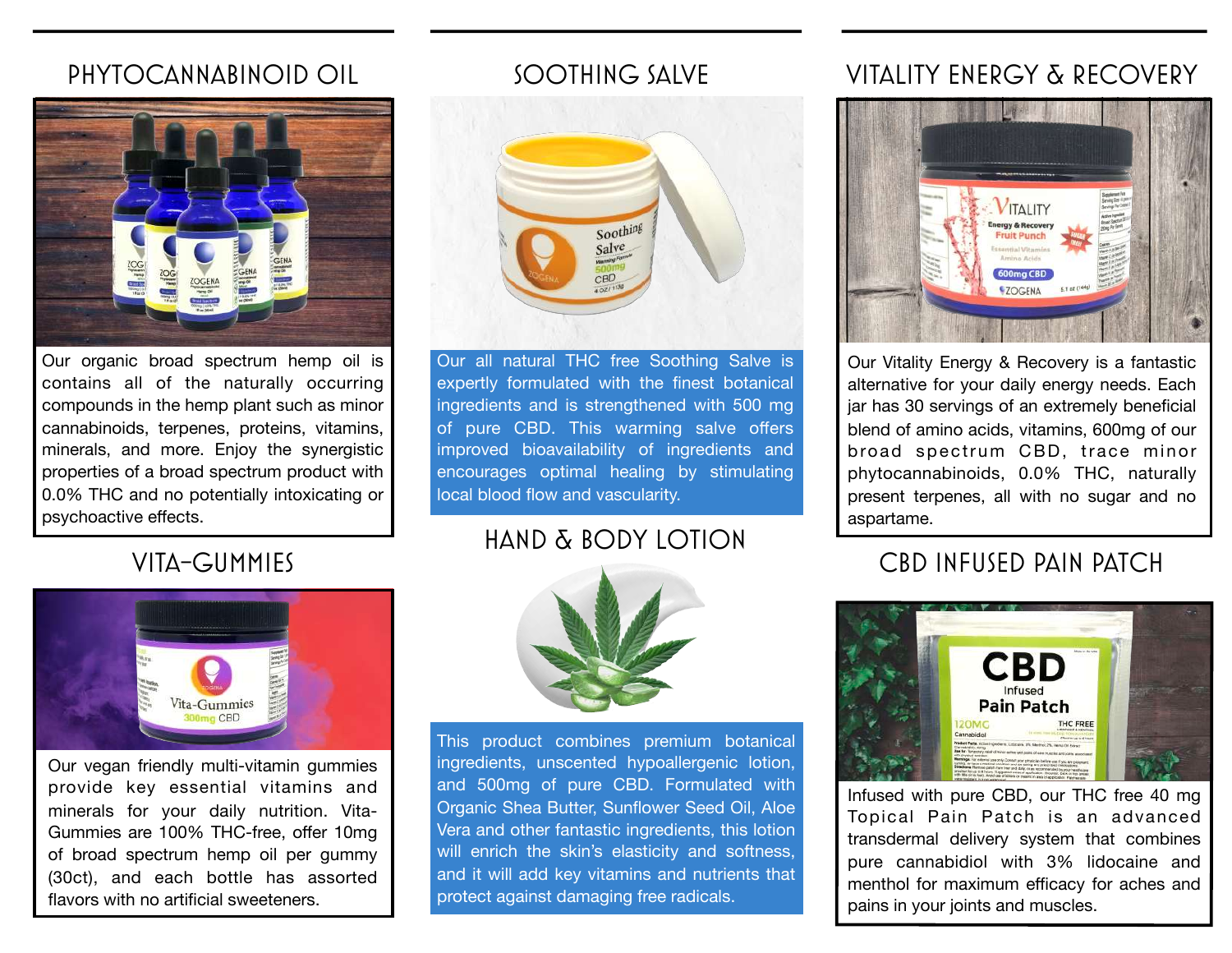## PHYTOCANNABINOID OIL

Our organic broad spectrum hemp oil is contains all of the naturally occurring compounds in the hemp plant such as minor cannabinoids, terpenes, proteins, vitamins, minerals, and more. Enjoy the synergistic properties of a broad spectrum product with 0.0% THC and no potentially intoxicating or psychoactive effects.

## VITA-GUMMIES

Our vegan friendly multi-vitamin gummies provide key essential vitamins and minerals for your daily nutrition. Vita-Gummies are 100% THC-free, offer 10mg of broad spectrum hemp oil per gummy (30ct), and each bottle has assorted flavors with no artificial sweeteners.

## SOOTHING SALVE

Our all natural THC free Soothing Salve is expertly formulated with the finest botanical ingredients and is strengthened with 500 mg of pure CBD. This warming salve offers improved bioavailability of ingredients and encourages optimal healing by stimulating local blood flow and vascularity.

## HAND & BODY LOTION

This product combines premium botanical ingredients, unscented hypoallergenic lotion, and 500mg of pure CBD. Formulated with Organic Shea Butter, Sunflower Seed Oil, Aloe Vera and other fantastic ingredients, this lotion will enrich the skin's elasticity and softness, and it will add key vitamins and nutrients that protect against damaging free radicals.

## VITALITY ENERGY & RECOVERY

Our Vitality Energy & Recovery is a fantastic alternative for your daily energy needs. Each jar has 30 servings of an extremely beneficial blend of amino acids, vitamins, 600mg of our broad spectrum CBD, trace minor phytocannabinoids, 0.0% THC, naturally present terpenes, all with no sugar and no aspartame.

## CBD INFUSED PAIN PATCH

Infused with pure CBD, our THC free 40 mg Topical Pain Patch is an advanced transdermal delivery system that combines pure cannabidiol with 3% lidocaine and menthol for maximum efficacy for aches and pains in your joints and muscles.